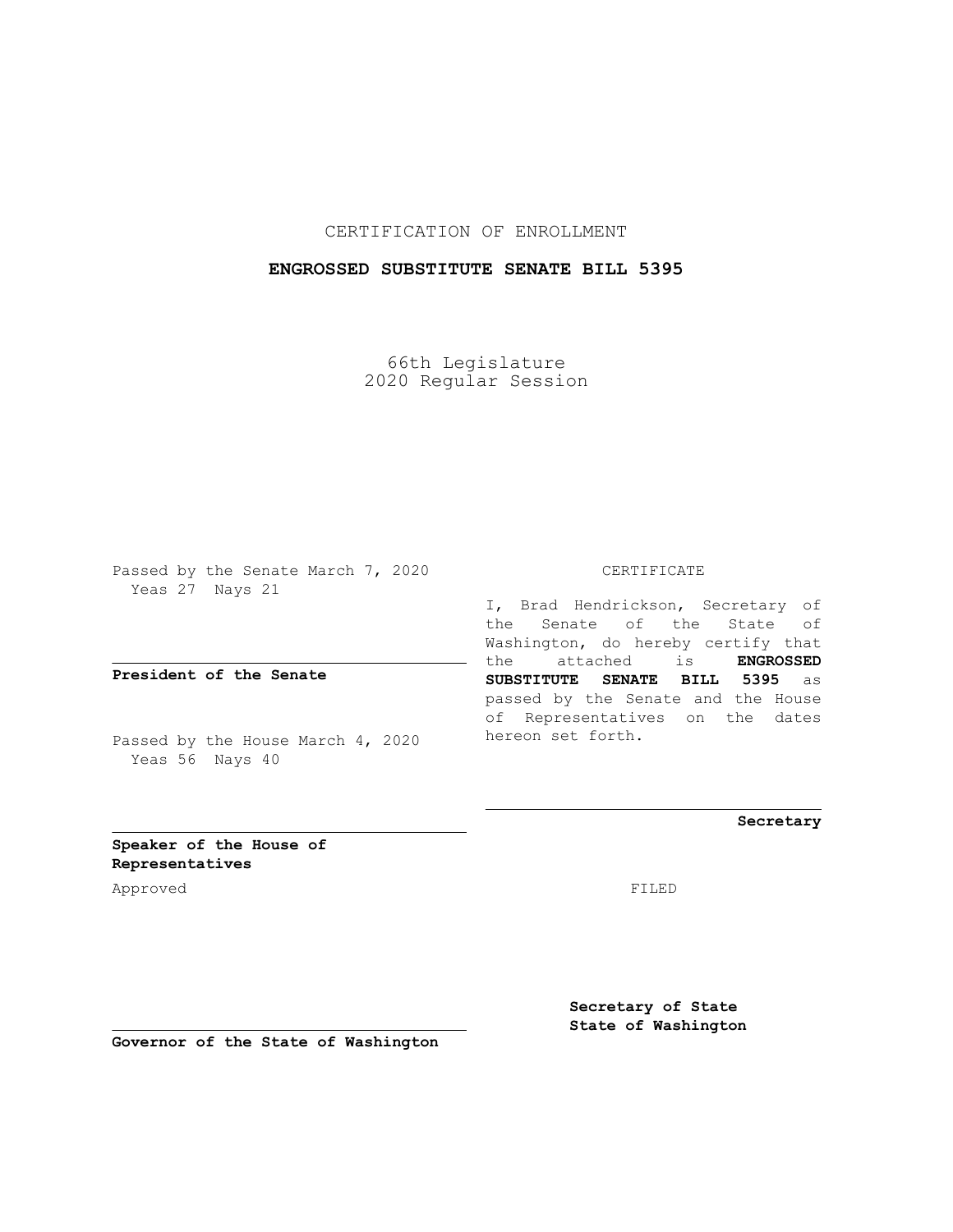CERTIFICATION OF ENROLLMENT

**ENGROSSED SUBSTITUTE SENATE BILL 5395**

66th Legislature
2020 Regular Session

Passed by the Senate March 7, 2020
Yeas 27 Nays 21

**President of the Senate**

Passed by the House March 4, 2020
Yeas 56 Nays 40

**Speaker of the House of Representatives**

Approved

**Governor of the State of Washington**

CERTIFICATE

I, Brad Hendrickson, Secretary of the Senate of the State of Washington, do hereby certify that the attached is **ENGROSSED SUBSTITUTE SENATE BILL 5395** as passed by the Senate and the House of Representatives on the dates hereon set forth.

**Secretary**

FILED

**Secretary of State**
**State of Washington**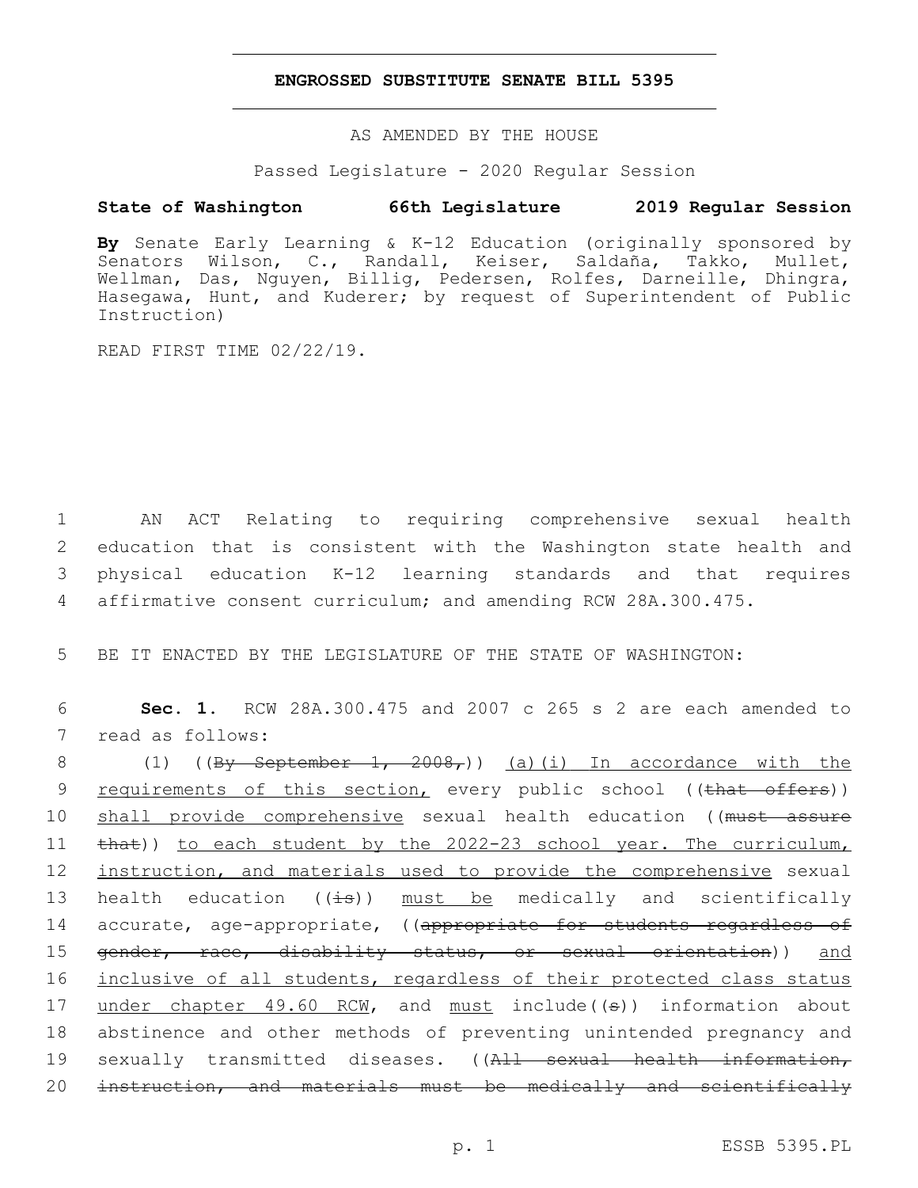# ENGROSSED SUBSTITUTE SENATE BILL 5395

AS AMENDED BY THE HOUSE

Passed Legislature - 2020 Regular Session

**State of Washington 66th Legislature 2019 Regular Session**

**By** Senate Early Learning & K-12 Education (originally sponsored by Senators Wilson, C., Randall, Keiser, Saldaña, Takko, Mullet, Wellman, Das, Nguyen, Billig, Pedersen, Rolfes, Darneille, Dhingra, Hasegawa, Hunt, and Kuderer; by request of Superintendent of Public Instruction)

READ FIRST TIME 02/22/19.

1 AN ACT Relating to requiring comprehensive sexual health
2 education that is consistent with the Washington state health and
3 physical education K-12 learning standards and that requires
4 affirmative consent curriculum; and amending RCW 28A.300.475.

5 BE IT ENACTED BY THE LEGISLATURE OF THE STATE OF WASHINGTON:

6 **Sec. 1.** RCW 28A.300.475 and 2007 c 265 s 2 are each amended to
7 read as follows:

8 (1) ((~~By September 1, 2008,~~)) <u>(a)(i) In accordance with the</u>
9 <u>requirements of this section,</u> every public school ((~~that offers~~))
10 <u>shall provide comprehensive</u> sexual health education ((~~must assure~~
11 ~~that~~)) <u>to each student by the 2022-23 school year. The curriculum,</u>
12 <u>instruction, and materials used to provide the comprehensive</u> sexual
13 health education ((~~is~~)) <u>must be</u> medically and scientifically
14 accurate, age-appropriate, ((~~appropriate for students regardless of~~
15 ~~gender, race, disability status, or sexual orientation~~)) <u>and</u>
16 <u>inclusive of all students, regardless of their protected class status</u>
17 <u>under chapter 49.60 RCW</u>, and <u>must</u> include((~~s~~)) information about
18 abstinence and other methods of preventing unintended pregnancy and
19 sexually transmitted diseases. ((~~All sexual health information,~~
20 ~~instruction, and materials must be medically and scientifically~~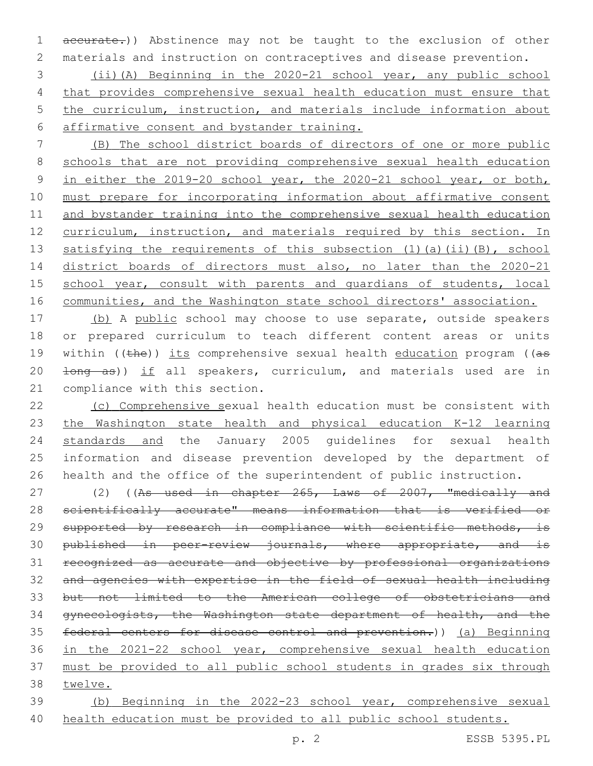accurate.)) Abstinence may not be taught to the exclusion of other materials and instruction on contraceptives and disease prevention.

(ii)(A) Beginning in the 2020-21 school year, any public school that provides comprehensive sexual health education must ensure that the curriculum, instruction, and materials include information about affirmative consent and bystander training.

(B) The school district boards of directors of one or more public schools that are not providing comprehensive sexual health education in either the 2019-20 school year, the 2020-21 school year, or both, must prepare for incorporating information about affirmative consent and bystander training into the comprehensive sexual health education curriculum, instruction, and materials required by this section. In satisfying the requirements of this subsection (1)(a)(ii)(B), school district boards of directors must also, no later than the 2020-21 school year, consult with parents and guardians of students, local communities, and the Washington state school directors' association.

(b) A public school may choose to use separate, outside speakers or prepared curriculum to teach different content areas or units within ((the)) its comprehensive sexual health education program ((as long as)) if all speakers, curriculum, and materials used are in compliance with this section.

(c) Comprehensive sexual health education must be consistent with the Washington state health and physical education K-12 learning standards and the January 2005 guidelines for sexual health information and disease prevention developed by the department of health and the office of the superintendent of public instruction.

(2) ((As used in chapter 265, Laws of 2007, "medically and scientifically accurate" means information that is verified or supported by research in compliance with scientific methods, is published in peer-review journals, where appropriate, and is recognized as accurate and objective by professional organizations and agencies with expertise in the field of sexual health including but not limited to the American college of obstetricians and gynecologists, the Washington state department of health, and the federal centers for disease control and prevention.)) (a) Beginning in the 2021-22 school year, comprehensive sexual health education must be provided to all public school students in grades six through twelve.

(b) Beginning in the 2022-23 school year, comprehensive sexual health education must be provided to all public school students.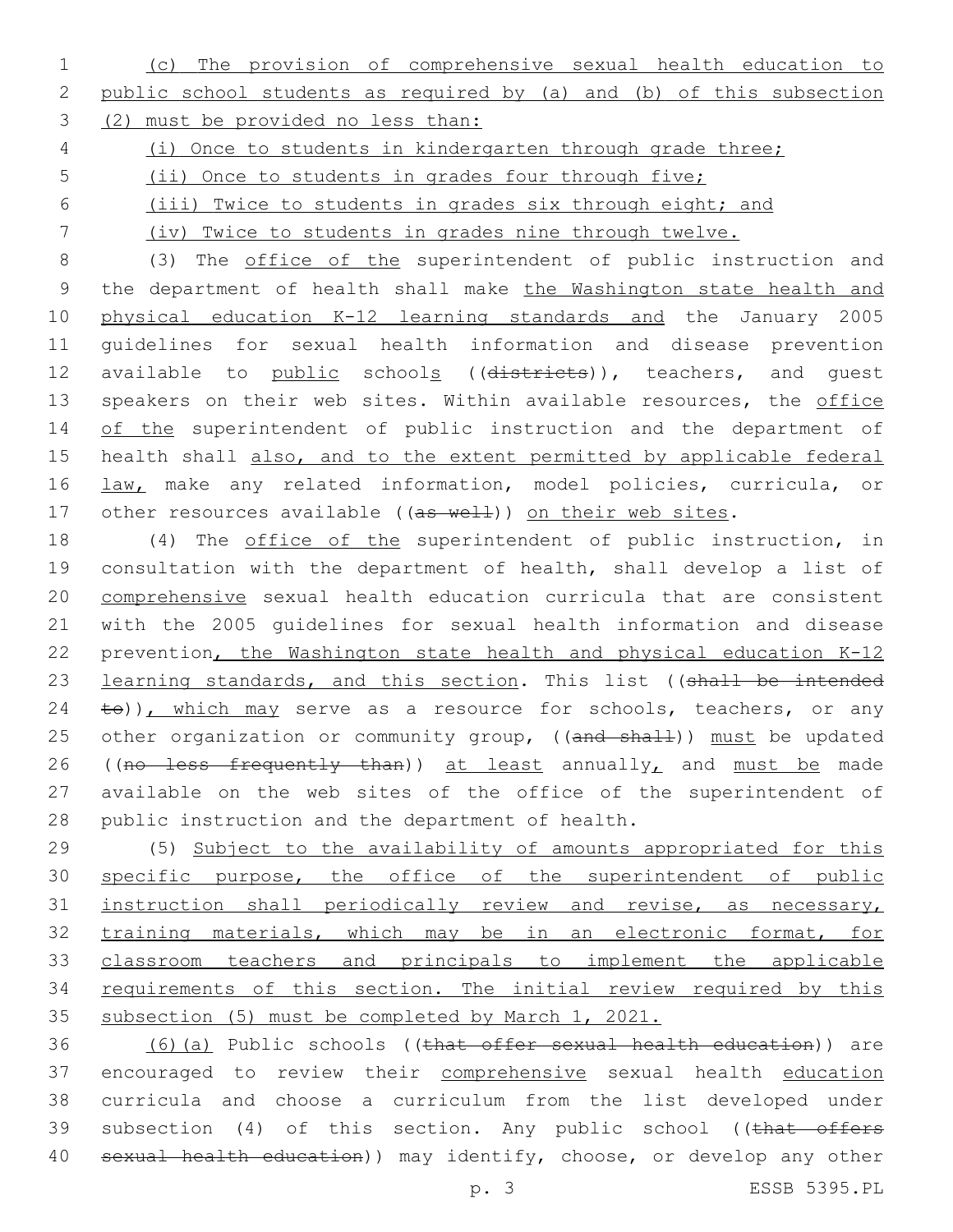(c) The provision of comprehensive sexual health education to public school students as required by (a) and (b) of this subsection (2) must be provided no less than:

(i) Once to students in kindergarten through grade three;

(ii) Once to students in grades four through five;

(iii) Twice to students in grades six through eight; and

(iv) Twice to students in grades nine through twelve.

(3) The office of the superintendent of public instruction and the department of health shall make the Washington state health and physical education K-12 learning standards and the January 2005 guidelines for sexual health information and disease prevention available to public schools ((districts)), teachers, and guest speakers on their web sites. Within available resources, the office of the superintendent of public instruction and the department of health shall also, and to the extent permitted by applicable federal law, make any related information, model policies, curricula, or other resources available ((as well)) on their web sites.

(4) The office of the superintendent of public instruction, in consultation with the department of health, shall develop a list of comprehensive sexual health education curricula that are consistent with the 2005 guidelines for sexual health information and disease prevention, the Washington state health and physical education K-12 learning standards, and this section. This list ((shall be intended to)), which may serve as a resource for schools, teachers, or any other organization or community group, ((and shall)) must be updated ((no less frequently than)) at least annually, and must be made available on the web sites of the office of the superintendent of public instruction and the department of health.

(5) Subject to the availability of amounts appropriated for this specific purpose, the office of the superintendent of public instruction shall periodically review and revise, as necessary, training materials, which may be in an electronic format, for classroom teachers and principals to implement the applicable requirements of this section. The initial review required by this subsection (5) must be completed by March 1, 2021.

(6)(a) Public schools ((that offer sexual health education)) are encouraged to review their comprehensive sexual health education curricula and choose a curriculum from the list developed under subsection (4) of this section. Any public school ((that offers sexual health education)) may identify, choose, or develop any other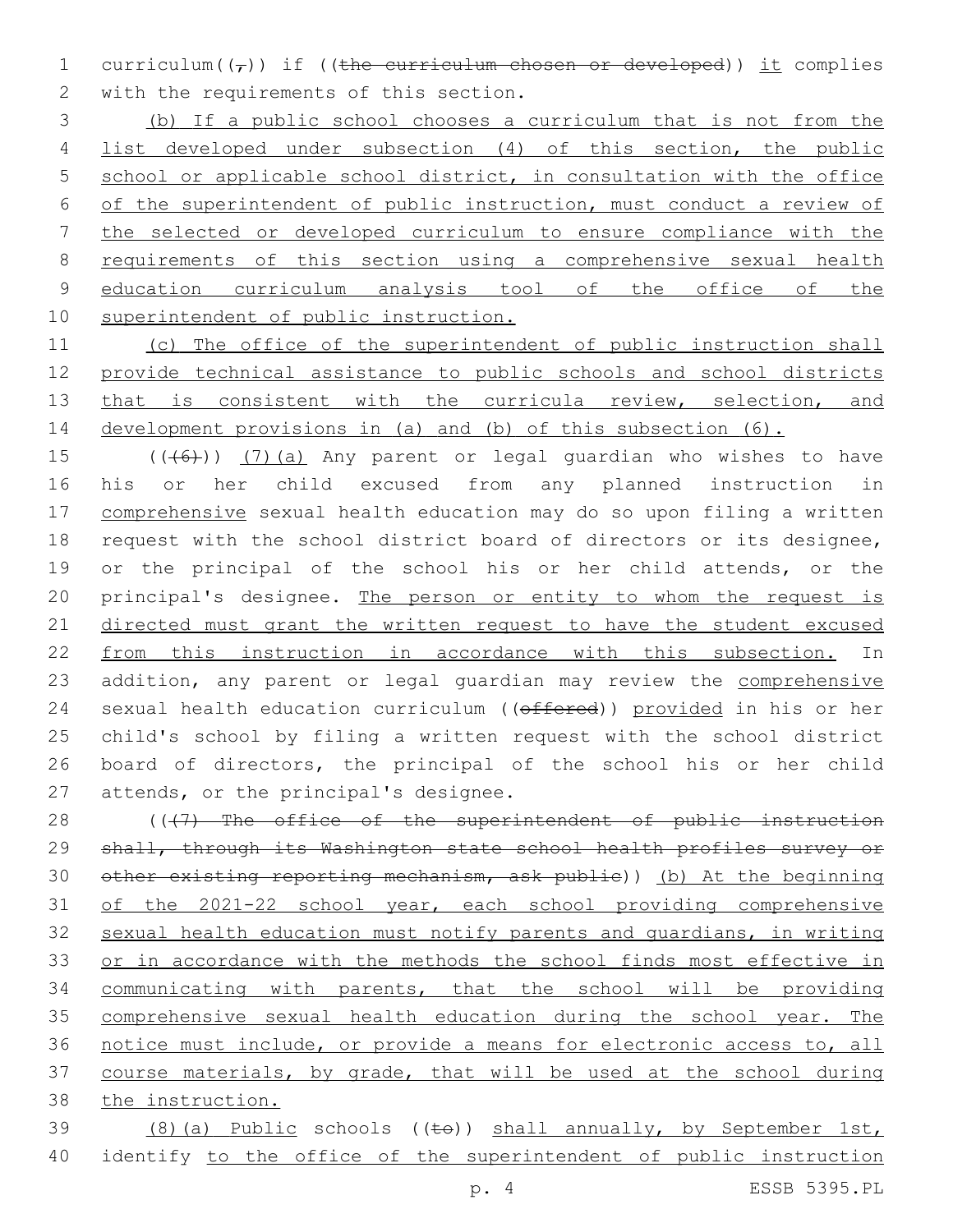curriculum((,)) if ((the curriculum chosen or developed)) it complies with the requirements of this section.

(b) If a public school chooses a curriculum that is not from the list developed under subsection (4) of this section, the public school or applicable school district, in consultation with the office of the superintendent of public instruction, must conduct a review of the selected or developed curriculum to ensure compliance with the requirements of this section using a comprehensive sexual health education curriculum analysis tool of the office of the superintendent of public instruction.

(c) The office of the superintendent of public instruction shall provide technical assistance to public schools and school districts that is consistent with the curricula review, selection, and development provisions in (a) and (b) of this subsection (6).

(((6))) (7)(a) Any parent or legal guardian who wishes to have his or her child excused from any planned instruction in comprehensive sexual health education may do so upon filing a written request with the school district board of directors or its designee, or the principal of the school his or her child attends, or the principal's designee. The person or entity to whom the request is directed must grant the written request to have the student excused from this instruction in accordance with this subsection. In addition, any parent or legal guardian may review the comprehensive sexual health education curriculum ((offered)) provided in his or her child's school by filing a written request with the school district board of directors, the principal of the school his or her child attends, or the principal's designee.

(((7) The office of the superintendent of public instruction shall, through its Washington state school health profiles survey or other existing reporting mechanism, ask public)) (b) At the beginning of the 2021-22 school year, each school providing comprehensive sexual health education must notify parents and guardians, in writing or in accordance with the methods the school finds most effective in communicating with parents, that the school will be providing comprehensive sexual health education during the school year. The notice must include, or provide a means for electronic access to, all course materials, by grade, that will be used at the school during the instruction.

(8)(a) Public schools ((to)) shall annually, by September 1st, identify to the office of the superintendent of public instruction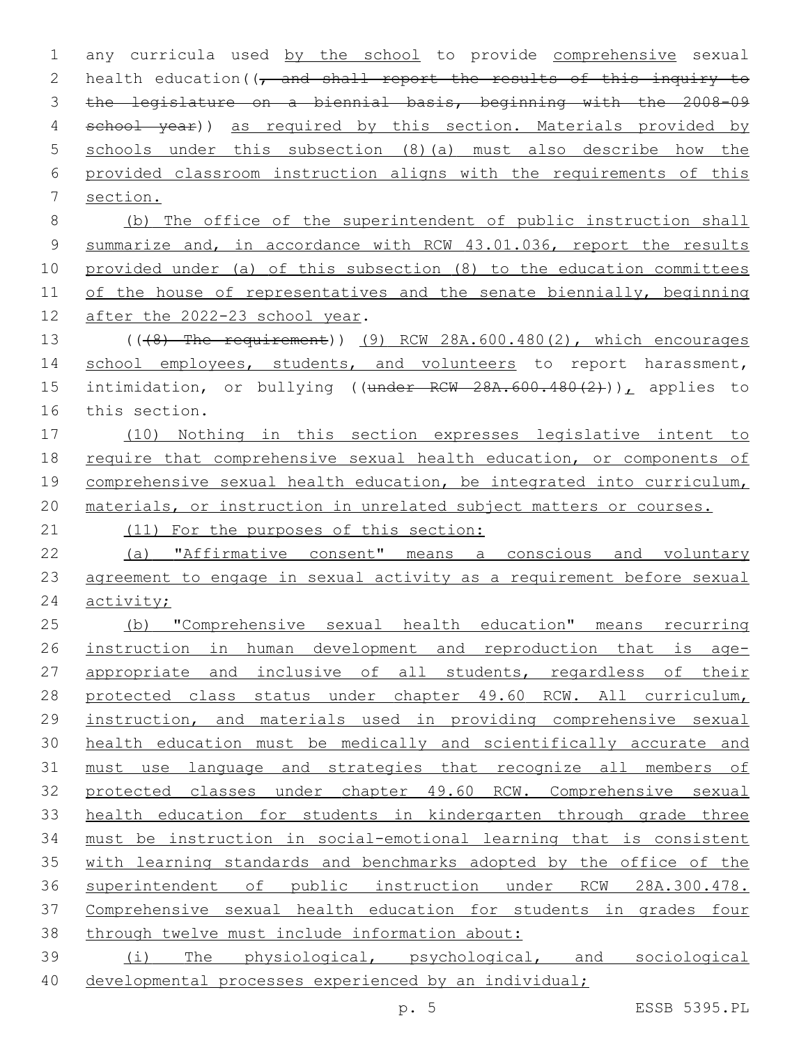any curricula used by the school to provide comprehensive sexual health education((, and shall report the results of this inquiry to the legislature on a biennial basis, beginning with the 2008-09 school year)) as required by this section. Materials provided by schools under this subsection (8)(a) must also describe how the provided classroom instruction aligns with the requirements of this section.

(b) The office of the superintendent of public instruction shall summarize and, in accordance with RCW 43.01.036, report the results provided under (a) of this subsection (8) to the education committees of the house of representatives and the senate biennially, beginning after the 2022-23 school year.

(((8) The requirement)) (9) RCW 28A.600.480(2), which encourages school employees, students, and volunteers to report harassment, intimidation, or bullying ((under RCW 28A.600.480(2))), applies to this section.

(10) Nothing in this section expresses legislative intent to require that comprehensive sexual health education, or components of comprehensive sexual health education, be integrated into curriculum, materials, or instruction in unrelated subject matters or courses.

(11) For the purposes of this section:

(a) "Affirmative consent" means a conscious and voluntary agreement to engage in sexual activity as a requirement before sexual activity;

(b) "Comprehensive sexual health education" means recurring instruction in human development and reproduction that is age-appropriate and inclusive of all students, regardless of their protected class status under chapter 49.60 RCW. All curriculum, instruction, and materials used in providing comprehensive sexual health education must be medically and scientifically accurate and must use language and strategies that recognize all members of protected classes under chapter 49.60 RCW. Comprehensive sexual health education for students in kindergarten through grade three must be instruction in social-emotional learning that is consistent with learning standards and benchmarks adopted by the office of the superintendent of public instruction under RCW 28A.300.478. Comprehensive sexual health education for students in grades four through twelve must include information about:

(i) The physiological, psychological, and sociological developmental processes experienced by an individual;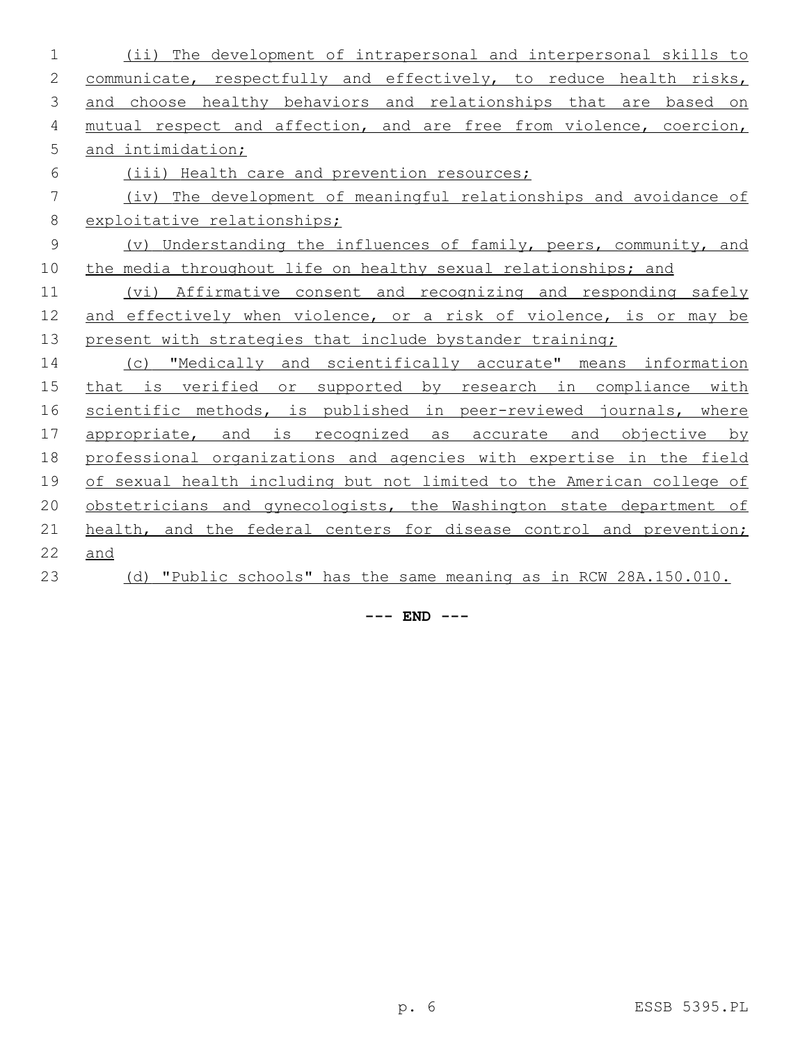(ii) The development of intrapersonal and interpersonal skills to communicate, respectfully and effectively, to reduce health risks, and choose healthy behaviors and relationships that are based on mutual respect and affection, and are free from violence, coercion, and intimidation;

(iii) Health care and prevention resources;

(iv) The development of meaningful relationships and avoidance of exploitative relationships;

(v) Understanding the influences of family, peers, community, and the media throughout life on healthy sexual relationships; and

(vi) Affirmative consent and recognizing and responding safely and effectively when violence, or a risk of violence, is or may be present with strategies that include bystander training;

(c) "Medically and scientifically accurate" means information that is verified or supported by research in compliance with scientific methods, is published in peer-reviewed journals, where appropriate, and is recognized as accurate and objective by professional organizations and agencies with expertise in the field of sexual health including but not limited to the American college of obstetricians and gynecologists, the Washington state department of health, and the federal centers for disease control and prevention; and

(d) "Public schools" has the same meaning as in RCW 28A.150.010.

**--- END ---**